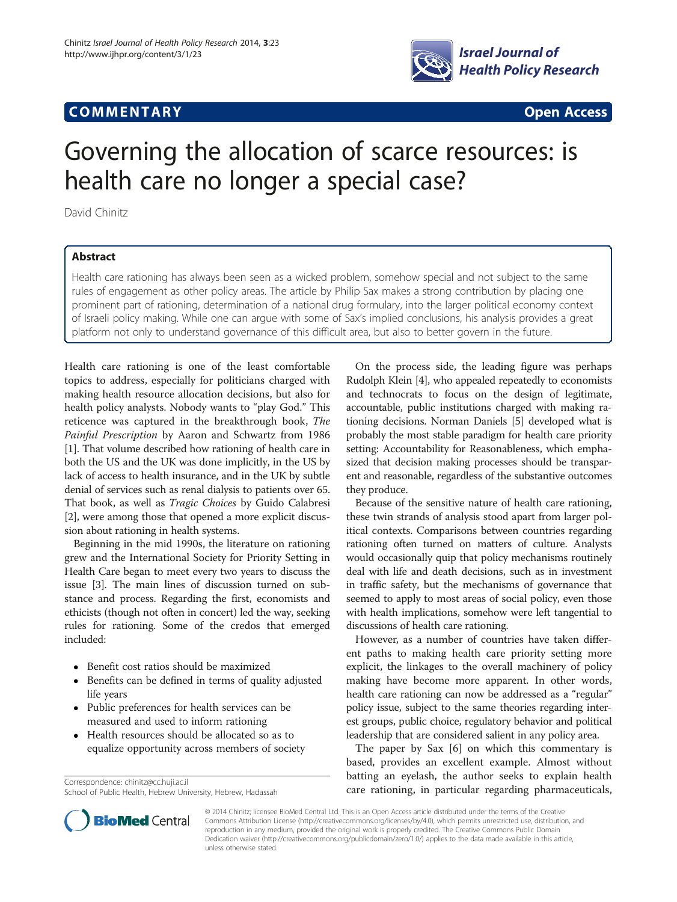**COMMENTARY** **Open Access**

# Governing the allocation of scarce resources: is health care no longer a special case?

David Chinitz

## Abstract

Health care rationing has always been seen as a wicked problem, somehow special and not subject to the same rules of engagement as other policy areas. The article by Philip Sax makes a strong contribution by placing one prominent part of rationing, determination of a national drug formulary, into the larger political economy context of Israeli policy making. While one can argue with some of Sax's implied conclusions, his analysis provides a great platform not only to understand governance of this difficult area, but also to better govern in the future.

Health care rationing is one of the least comfortable topics to address, especially for politicians charged with making health resource allocation decisions, but also for health policy analysts. Nobody wants to "play God." This reticence was captured in the breakthrough book, *The Painful Prescription* by Aaron and Schwartz from 1986 [1]. That volume described how rationing of health care in both the US and the UK was done implicitly, in the US by lack of access to health insurance, and in the UK by subtle denial of services such as renal dialysis to patients over 65. That book, as well as *Tragic Choices* by Guido Calabresi [2], were among those that opened a more explicit discussion about rationing in health systems.

Beginning in the mid 1990s, the literature on rationing grew and the International Society for Priority Setting in Health Care began to meet every two years to discuss the issue [3]. The main lines of discussion turned on substance and process. Regarding the first, economists and ethicists (though not often in concert) led the way, seeking rules for rationing. Some of the credos that emerged included:

- Benefit cost ratios should be maximized
- Benefits can be defined in terms of quality adjusted life years
- Public preferences for health services can be measured and used to inform rationing
- Health resources should be allocated so as to equalize opportunity across members of society

On the process side, the leading figure was perhaps Rudolph Klein [4], who appealed repeatedly to economists and technocrats to focus on the design of legitimate, accountable, public institutions charged with making rationing decisions. Norman Daniels [5] developed what is probably the most stable paradigm for health care priority setting: Accountability for Reasonableness, which emphasized that decision making processes should be transparent and reasonable, regardless of the substantive outcomes they produce.

Because of the sensitive nature of health care rationing, these twin strands of analysis stood apart from larger political contexts. Comparisons between countries regarding rationing often turned on matters of culture. Analysts would occasionally quip that policy mechanisms routinely deal with life and death decisions, such as in investment in traffic safety, but the mechanisms of governance that seemed to apply to most areas of social policy, even those with health implications, somehow were left tangential to discussions of health care rationing.

However, as a number of countries have taken different paths to making health care priority setting more explicit, the linkages to the overall machinery of policy making have become more apparent. In other words, health care rationing can now be addressed as a "regular" policy issue, subject to the same theories regarding interest groups, public choice, regulatory behavior and political leadership that are considered salient in any policy area.

The paper by Sax [6] on which this commentary is based, provides an excellent example. Almost without batting an eyelash, the author seeks to explain health care rationing, in particular regarding pharmaceuticals,

Correspondence: chinitz@cc.huji.ac.il
School of Public Health, Hebrew University, Hebrew, Hadassah

© 2014 Chinitz; licensee BioMed Central Ltd. This is an Open Access article distributed under the terms of the Creative Commons Attribution License (http://creativecommons.org/licenses/by/4.0), which permits unrestricted use, distribution, and reproduction in any medium, provided the original work is properly credited. The Creative Commons Public Domain Dedication waiver (http://creativecommons.org/publicdomain/zero/1.0/) applies to the data made available in this article, unless otherwise stated.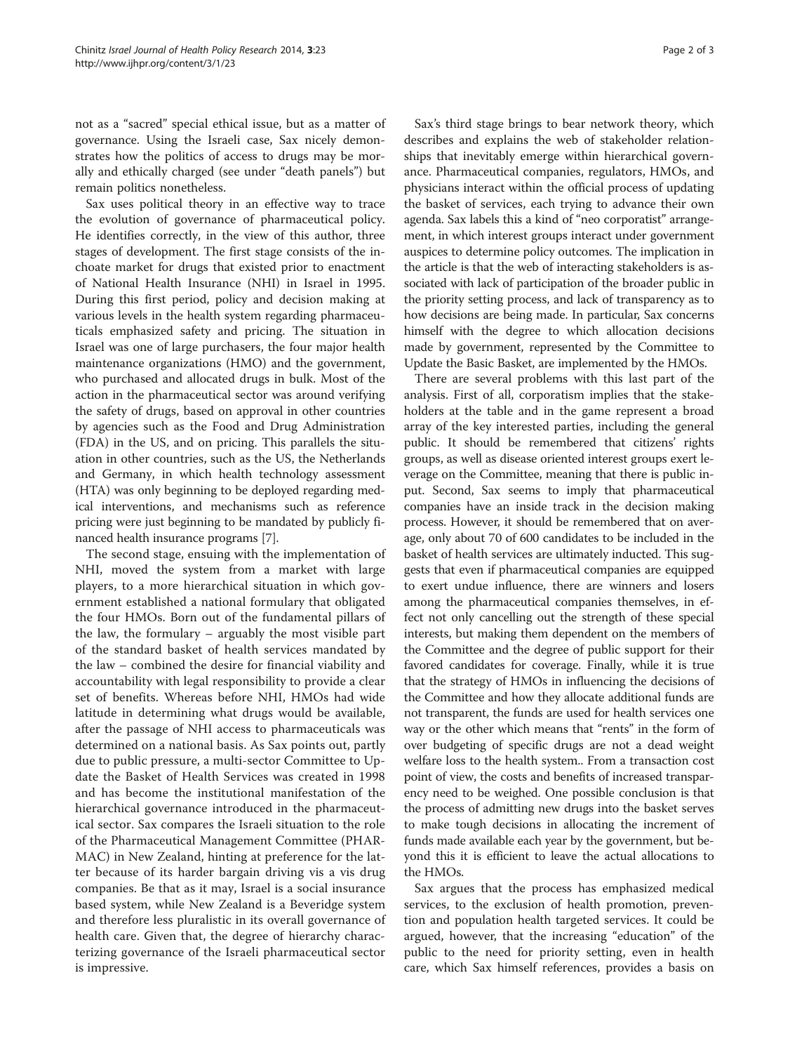not as a "sacred" special ethical issue, but as a matter of governance. Using the Israeli case, Sax nicely demonstrates how the politics of access to drugs may be morally and ethically charged (see under "death panels") but remain politics nonetheless.

Sax uses political theory in an effective way to trace the evolution of governance of pharmaceutical policy. He identifies correctly, in the view of this author, three stages of development. The first stage consists of the inchoate market for drugs that existed prior to enactment of National Health Insurance (NHI) in Israel in 1995. During this first period, policy and decision making at various levels in the health system regarding pharmaceuticals emphasized safety and pricing. The situation in Israel was one of large purchasers, the four major health maintenance organizations (HMO) and the government, who purchased and allocated drugs in bulk. Most of the action in the pharmaceutical sector was around verifying the safety of drugs, based on approval in other countries by agencies such as the Food and Drug Administration (FDA) in the US, and on pricing. This parallels the situation in other countries, such as the US, the Netherlands and Germany, in which health technology assessment (HTA) was only beginning to be deployed regarding medical interventions, and mechanisms such as reference pricing were just beginning to be mandated by publicly financed health insurance programs [7].

The second stage, ensuing with the implementation of NHI, moved the system from a market with large players, to a more hierarchical situation in which government established a national formulary that obligated the four HMOs. Born out of the fundamental pillars of the law, the formulary – arguably the most visible part of the standard basket of health services mandated by the law – combined the desire for financial viability and accountability with legal responsibility to provide a clear set of benefits. Whereas before NHI, HMOs had wide latitude in determining what drugs would be available, after the passage of NHI access to pharmaceuticals was determined on a national basis. As Sax points out, partly due to public pressure, a multi-sector Committee to Update the Basket of Health Services was created in 1998 and has become the institutional manifestation of the hierarchical governance introduced in the pharmaceutical sector. Sax compares the Israeli situation to the role of the Pharmaceutical Management Committee (PHARMAC) in New Zealand, hinting at preference for the latter because of its harder bargain driving vis a vis drug companies. Be that as it may, Israel is a social insurance based system, while New Zealand is a Beveridge system and therefore less pluralistic in its overall governance of health care. Given that, the degree of hierarchy characterizing governance of the Israeli pharmaceutical sector is impressive.

Sax's third stage brings to bear network theory, which describes and explains the web of stakeholder relationships that inevitably emerge within hierarchical governance. Pharmaceutical companies, regulators, HMOs, and physicians interact within the official process of updating the basket of services, each trying to advance their own agenda. Sax labels this a kind of "neo corporatist" arrangement, in which interest groups interact under government auspices to determine policy outcomes. The implication in the article is that the web of interacting stakeholders is associated with lack of participation of the broader public in the priority setting process, and lack of transparency as to how decisions are being made. In particular, Sax concerns himself with the degree to which allocation decisions made by government, represented by the Committee to Update the Basic Basket, are implemented by the HMOs.

There are several problems with this last part of the analysis. First of all, corporatism implies that the stakeholders at the table and in the game represent a broad array of the key interested parties, including the general public. It should be remembered that citizens' rights groups, as well as disease oriented interest groups exert leverage on the Committee, meaning that there is public input. Second, Sax seems to imply that pharmaceutical companies have an inside track in the decision making process. However, it should be remembered that on average, only about 70 of 600 candidates to be included in the basket of health services are ultimately inducted. This suggests that even if pharmaceutical companies are equipped to exert undue influence, there are winners and losers among the pharmaceutical companies themselves, in effect not only cancelling out the strength of these special interests, but making them dependent on the members of the Committee and the degree of public support for their favored candidates for coverage. Finally, while it is true that the strategy of HMOs in influencing the decisions of the Committee and how they allocate additional funds are not transparent, the funds are used for health services one way or the other which means that "rents" in the form of over budgeting of specific drugs are not a dead weight welfare loss to the health system.. From a transaction cost point of view, the costs and benefits of increased transparency need to be weighed. One possible conclusion is that the process of admitting new drugs into the basket serves to make tough decisions in allocating the increment of funds made available each year by the government, but beyond this it is efficient to leave the actual allocations to the HMOs.

Sax argues that the process has emphasized medical services, to the exclusion of health promotion, prevention and population health targeted services. It could be argued, however, that the increasing "education" of the public to the need for priority setting, even in health care, which Sax himself references, provides a basis on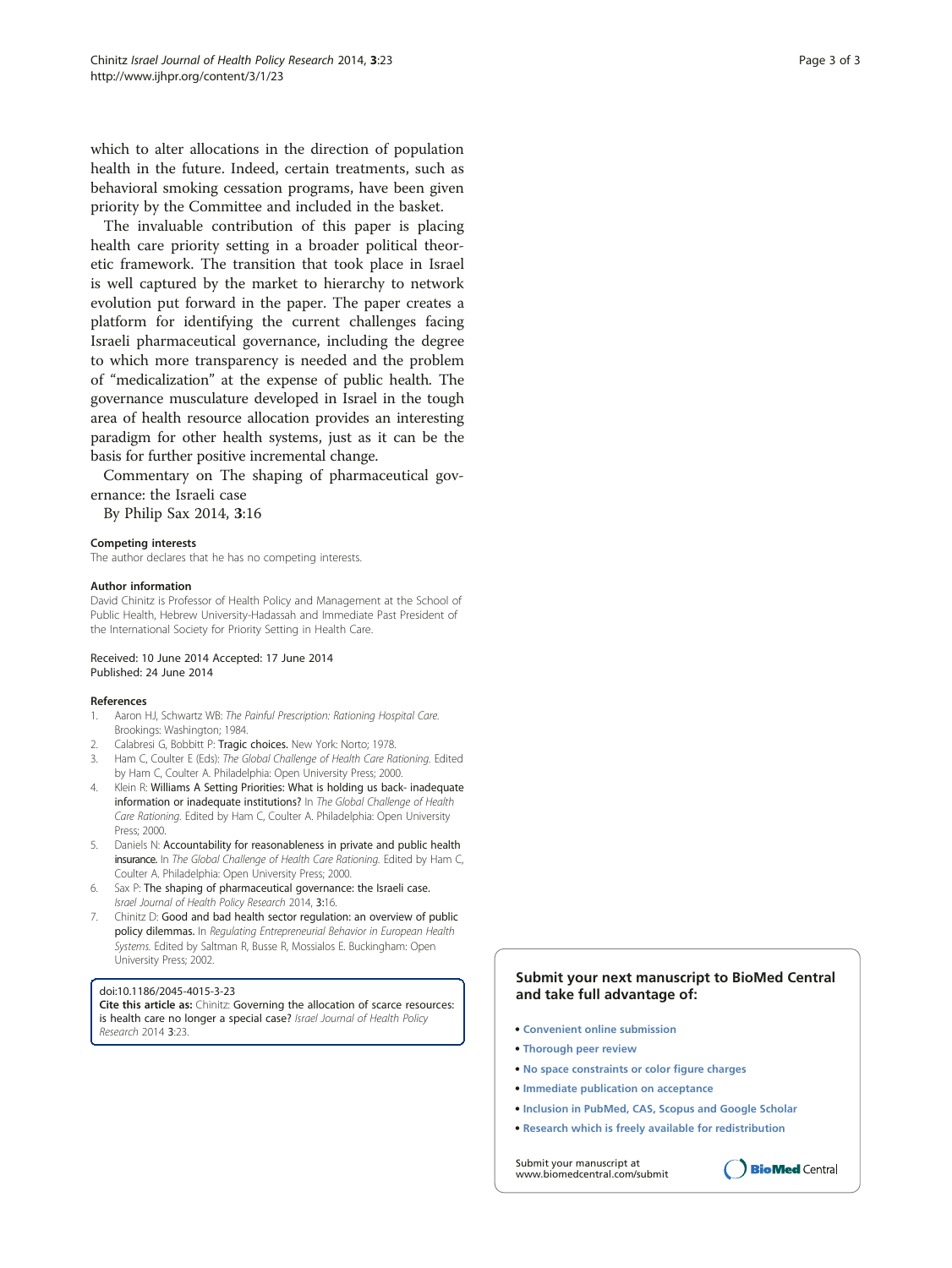which to alter allocations in the direction of population health in the future. Indeed, certain treatments, such as behavioral smoking cessation programs, have been given priority by the Committee and included in the basket.

The invaluable contribution of this paper is placing health care priority setting in a broader political theoretic framework. The transition that took place in Israel is well captured by the market to hierarchy to network evolution put forward in the paper. The paper creates a platform for identifying the current challenges facing Israeli pharmaceutical governance, including the degree to which more transparency is needed and the problem of "medicalization" at the expense of public health. The governance musculature developed in Israel in the tough area of health resource allocation provides an interesting paradigm for other health systems, just as it can be the basis for further positive incremental change.

Commentary on The shaping of pharmaceutical governance: the Israeli case

By Philip Sax 2014, **3**:16

#### Competing interests
The author declares that he has no competing interests.

#### Author information
David Chinitz is Professor of Health Policy and Management at the School of Public Health, Hebrew University-Hadassah and Immediate Past President of the International Society for Priority Setting in Health Care.

Received: 10 June 2014 Accepted: 17 June 2014
Published: 24 June 2014

#### References
1. Aaron HJ, Schwartz WB: *The Painful Prescription: Rationing Hospital Care.* Brookings: Washington; 1984.
2. Calabresi G, Bobbitt P: **Tragic choices.** New York: Norto; 1978.
3. Ham C, Coulter E (Eds): *The Global Challenge of Health Care Rationing.* Edited by Ham C, Coulter A. Philadelphia: Open University Press; 2000.
4. Klein R: **Williams A Setting Priorities: What is holding us back- inadequate information or inadequate institutions?** In *The Global Challenge of Health Care Rationing.* Edited by Ham C, Coulter A. Philadelphia: Open University Press; 2000.
5. Daniels N: **Accountability for reasonableness in private and public health insurance.** In *The Global Challenge of Health Care Rationing.* Edited by Ham C, Coulter A. Philadelphia: Open University Press; 2000.
6. Sax P: **The shaping of pharmaceutical governance: the Israeli case.** *Israel Journal of Health Policy Research* 2014, **3**:16.
7. Chinitz D: **Good and bad health sector regulation: an overview of public policy dilemmas.** In *Regulating Entrepreneurial Behavior in European Health Systems.* Edited by Saltman R, Busse R, Mossialos E. Buckingham: Open University Press; 2002.

doi:10.1186/2045-4015-3-23
**Cite this article as:** Chinitz: Governing the allocation of scarce resources: is health care no longer a special case? *Israel Journal of Health Policy Research* 2014 **3**:23.

**Submit your next manuscript to BioMed Central and take full advantage of:**

- **Convenient online submission**
- **Thorough peer review**
- **No space constraints or color figure charges**
- **Immediate publication on acceptance**
- **Inclusion in PubMed, CAS, Scopus and Google Scholar**
- **Research which is freely available for redistribution**

Submit your manuscript at
www.biomedcentral.com/submit

BioMed Central